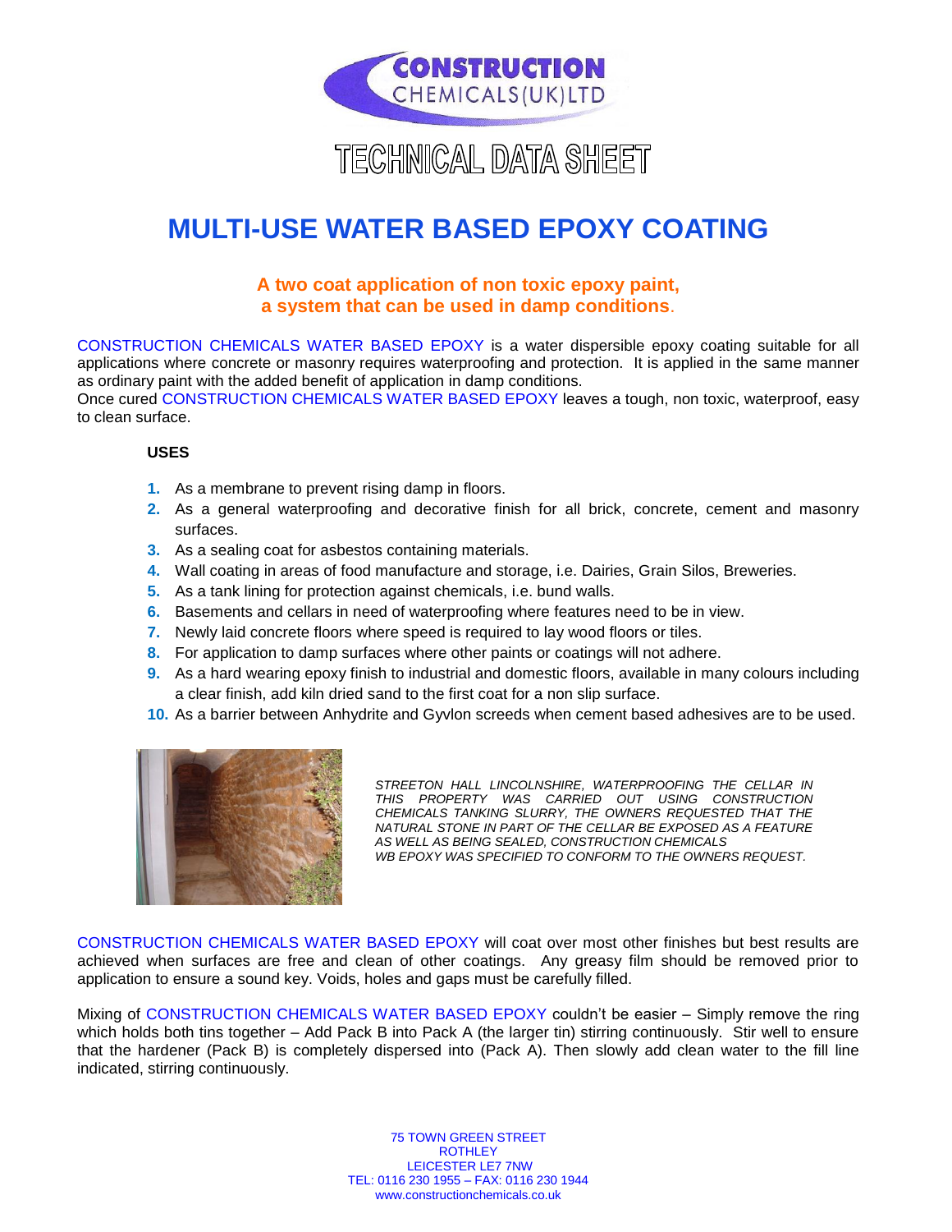CONSTRUCTION CHEMICALS(UK)LTD

# TECHNICAL DATA SHEET

## MULTI-USE WATER BASED EPOXY COATING

**A two coat application of non toxic epoxy paint, a system that can be used in damp conditions.**

CONSTRUCTION CHEMICALS WATER BASED EPOXY is a water dispersible epoxy coating suitable for all applications where concrete or masonry requires waterproofing and protection. It is applied in the same manner as ordinary paint with the added benefit of application in damp conditions.
Once cured CONSTRUCTION CHEMICALS WATER BASED EPOXY leaves a tough, non toxic, waterproof, easy to clean surface.

### USES

1. As a membrane to prevent rising damp in floors.
2. As a general waterproofing and decorative finish for all brick, concrete, cement and masonry surfaces.
3. As a sealing coat for asbestos containing materials.
4. Wall coating in areas of food manufacture and storage, i.e. Dairies, Grain Silos, Breweries.
5. As a tank lining for protection against chemicals, i.e. bund walls.
6. Basements and cellars in need of waterproofing where features need to be in view.
7. Newly laid concrete floors where speed is required to lay wood floors or tiles.
8. For application to damp surfaces where other paints or coatings will not adhere.
9. As a hard wearing epoxy finish to industrial and domestic floors, available in many colours including a clear finish, add kiln dried sand to the first coat for a non slip surface.
10. As a barrier between Anhydrite and Gyvlon screeds when cement based adhesives are to be used.

*STREETON HALL LINCOLNSHIRE, WATERPROOFING THE CELLAR IN THIS PROPERTY WAS CARRIED OUT USING CONSTRUCTION CHEMICALS TANKING SLURRY, THE OWNERS REQUESTED THAT THE NATURAL STONE IN PART OF THE CELLAR BE EXPOSED AS A FEATURE AS WELL AS BEING SEALED, CONSTRUCTION CHEMICALS WB EPOXY WAS SPECIFIED TO CONFORM TO THE OWNERS REQUEST.*

CONSTRUCTION CHEMICALS WATER BASED EPOXY will coat over most other finishes but best results are achieved when surfaces are free and clean of other coatings. Any greasy film should be removed prior to application to ensure a sound key. Voids, holes and gaps must be carefully filled.

Mixing of CONSTRUCTION CHEMICALS WATER BASED EPOXY couldn't be easier – Simply remove the ring which holds both tins together – Add Pack B into Pack A (the larger tin) stirring continuously. Stir well to ensure that the hardener (Pack B) is completely dispersed into (Pack A). Then slowly add clean water to the fill line indicated, stirring continuously.

75 TOWN GREEN STREET
ROTHLEY
LEICESTER LE7 7NW
TEL: 0116 230 1955 – FAX: 0116 230 1944
www.constructionchemicals.co.uk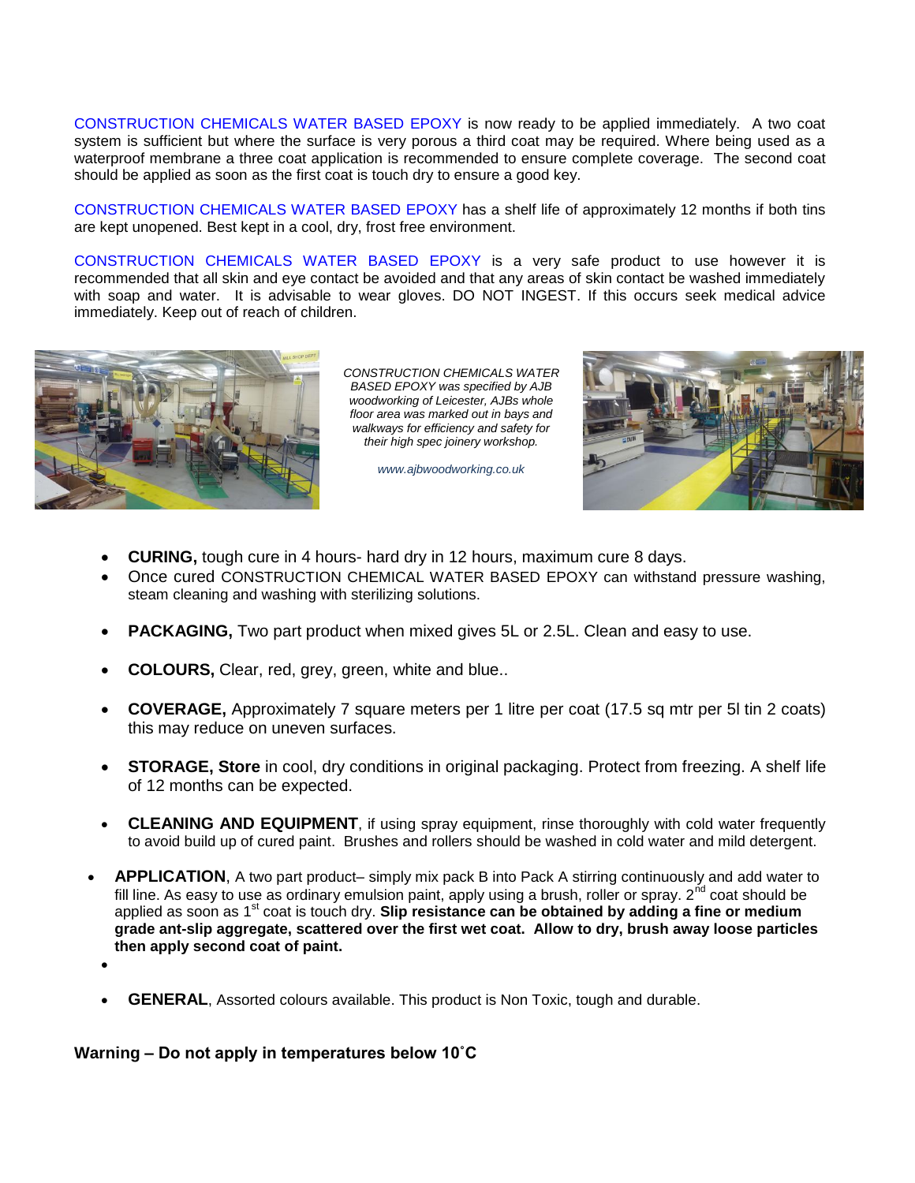CONSTRUCTION CHEMICALS WATER BASED EPOXY is now ready to be applied immediately. A two coat system is sufficient but where the surface is very porous a third coat may be required. Where being used as a waterproof membrane a three coat application is recommended to ensure complete coverage. The second coat should be applied as soon as the first coat is touch dry to ensure a good key.

CONSTRUCTION CHEMICALS WATER BASED EPOXY has a shelf life of approximately 12 months if both tins are kept unopened. Best kept in a cool, dry, frost free environment.

CONSTRUCTION CHEMICALS WATER BASED EPOXY is a very safe product to use however it is recommended that all skin and eye contact be avoided and that any areas of skin contact be washed immediately with soap and water. It is advisable to wear gloves. DO NOT INGEST. If this occurs seek medical advice immediately. Keep out of reach of children.

*CONSTRUCTION CHEMICALS WATER BASED EPOXY was specified by AJB woodworking of Leicester, AJBs whole floor area was marked out in bays and walkways for efficiency and safety for their high spec joinery workshop.*

*www.ajbwoodworking.co.uk*

- **CURING,** tough cure in 4 hours- hard dry in 12 hours, maximum cure 8 days.
- Once cured CONSTRUCTION CHEMICAL WATER BASED EPOXY can withstand pressure washing, steam cleaning and washing with sterilizing solutions.
- **PACKAGING,** Two part product when mixed gives 5L or 2.5L. Clean and easy to use.
- **COLOURS,** Clear, red, grey, green, white and blue..
- **COVERAGE,** Approximately 7 square meters per 1 litre per coat (17.5 sq mtr per 5l tin 2 coats) this may reduce on uneven surfaces.
- **STORAGE, Store** in cool, dry conditions in original packaging. Protect from freezing. A shelf life of 12 months can be expected.
- **CLEANING AND EQUIPMENT**, if using spray equipment, rinse thoroughly with cold water frequently to avoid build up of cured paint. Brushes and rollers should be washed in cold water and mild detergent.
- **APPLICATION**, A two part product– simply mix pack B into Pack A stirring continuously and add water to fill line. As easy to use as ordinary emulsion paint, apply using a brush, roller or spray. 2nd coat should be applied as soon as 1st coat is touch dry. **Slip resistance can be obtained by adding a fine or medium grade ant-slip aggregate, scattered over the first wet coat. Allow to dry, brush away loose particles then apply second coat of paint.**
- **GENERAL**, Assorted colours available. This product is Non Toxic, tough and durable.

**Warning – Do not apply in temperatures below 10˚C**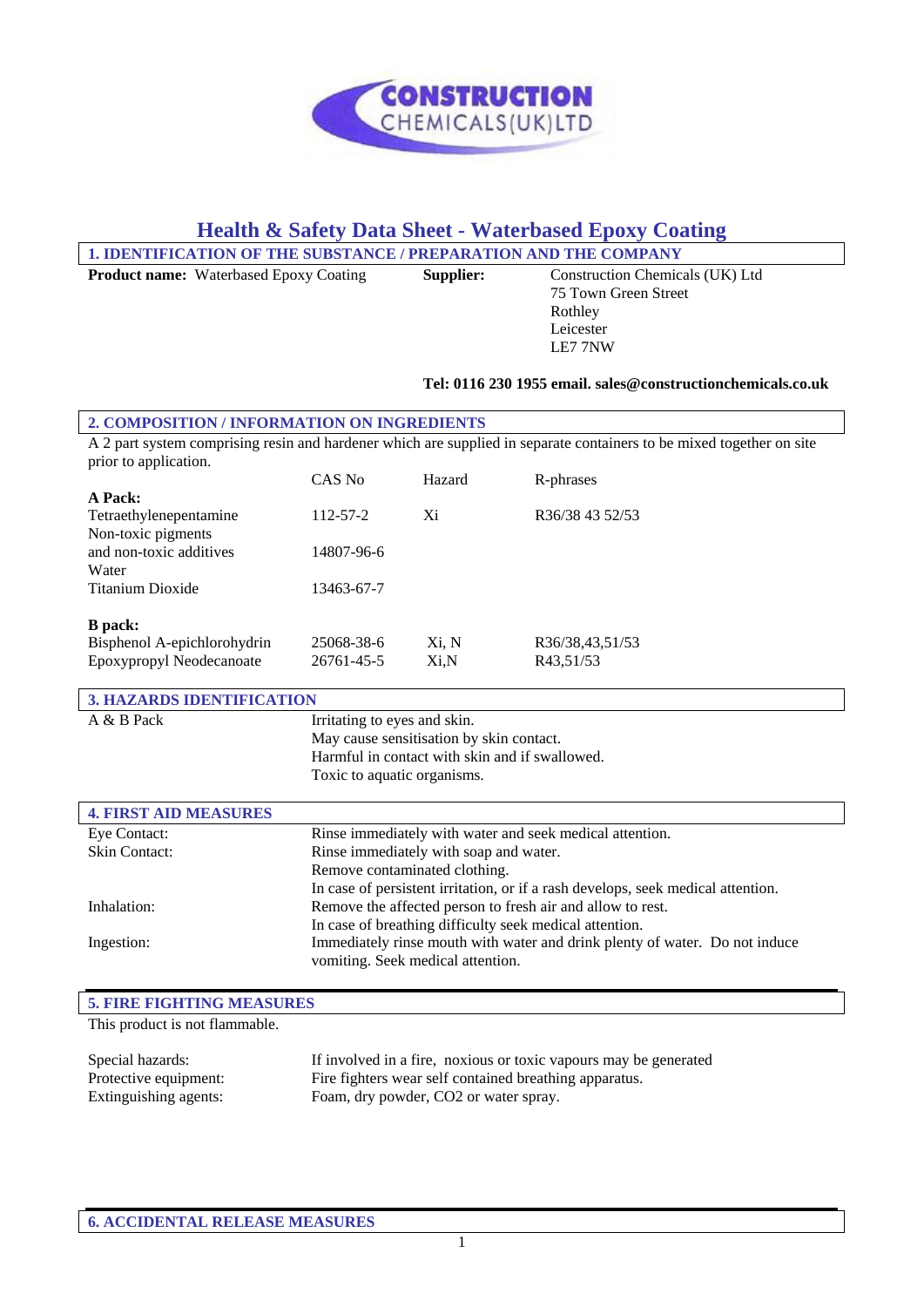CONSTRUCTION CHEMICALS(UK)LTD

# Health & Safety Data Sheet - Waterbased Epoxy Coating

## 1. IDENTIFICATION OF THE SUBSTANCE / PREPARATION AND THE COMPANY

**Product name:** Waterbased Epoxy Coating

**Supplier:** Construction Chemicals (UK) Ltd
75 Town Green Street
Rothley
Leicester
LE7 7NW

**Tel: 0116 230 1955 email. sales@constructionchemicals.co.uk**

## 2. COMPOSITION / INFORMATION ON INGREDIENTS

A 2 part system comprising resin and hardener which are supplied in separate containers to be mixed together on site prior to application.

| | CAS No | Hazard | R-phrases |
|---|---|---|---|
| **A Pack:** | | | |
| Tetraethylenepentamine | 112-57-2 | Xi | R36/38 43 52/53 |
| Non-toxic pigments and non-toxic additives | 14807-96-6 | | |
| Water | | | |
| Titanium Dioxide | 13463-67-7 | | |
| **B pack:** | | | |
| Bisphenol A-epichlorohydrin | 25068-38-6 | Xi, N | R36/38,43,51/53 |
| Epoxypropyl Neodecanoate | 26761-45-5 | Xi,N | R43,51/53 |

## 3. HAZARDS IDENTIFICATION

A & B Pack
- Irritating to eyes and skin.
- May cause sensitisation by skin contact.
- Harmful in contact with skin and if swallowed.
- Toxic to aquatic organisms.

## 4. FIRST AID MEASURES

**Eye Contact:** Rinse immediately with water and seek medical attention.

**Skin Contact:** Rinse immediately with soap and water.
Remove contaminated clothing.
In case of persistent irritation, or if a rash develops, seek medical attention.

**Inhalation:** Remove the affected person to fresh air and allow to rest.
In case of breathing difficulty seek medical attention.

**Ingestion:** Immediately rinse mouth with water and drink plenty of water. Do not induce vomiting. Seek medical attention.

## 5. FIRE FIGHTING MEASURES

This product is not flammable.

**Special hazards:** If involved in a fire, noxious or toxic vapours may be generated

**Protective equipment:** Fire fighters wear self contained breathing apparatus.

**Extinguishing agents:** Foam, dry powder, CO2 or water spray.

## 6. ACCIDENTAL RELEASE MEASURES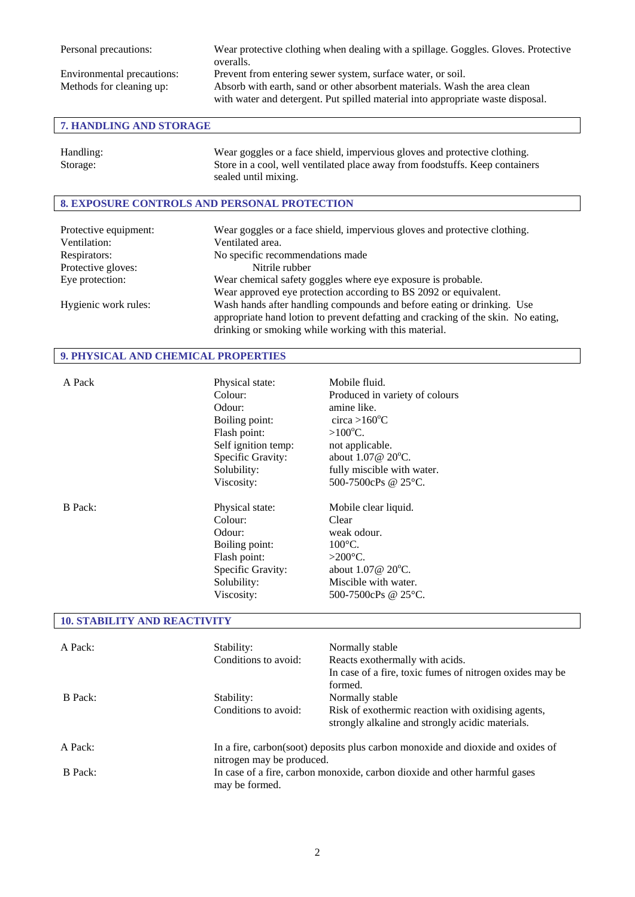| | |
|---|---|
| Personal precautions: | Wear protective clothing when dealing with a spillage. Goggles. Gloves. Protective overalls. |
| Environmental precautions: | Prevent from entering sewer system, surface water, or soil. |
| Methods for cleaning up: | Absorb with earth, sand or other absorbent materials. Wash the area clean with water and detergent. Put spilled material into appropriate waste disposal. |

## 7. HANDLING AND STORAGE

| | |
|---|---|
| Handling: | Wear goggles or a face shield, impervious gloves and protective clothing. |
| Storage: | Store in a cool, well ventilated place away from foodstuffs. Keep containers sealed until mixing. |

## 8. EXPOSURE CONTROLS AND PERSONAL PROTECTION

| | |
|---|---|
| Protective equipment: | Wear goggles or a face shield, impervious gloves and protective clothing. |
| Ventilation: | Ventilated area. |
| Respirators: | No specific recommendations made |
| Protective gloves: | Nitrile rubber |
| Eye protection: | Wear chemical safety goggles where eye exposure is probable. Wear approved eye protection according to BS 2092 or equivalent. |
| Hygienic work rules: | Wash hands after handling compounds and before eating or drinking. Use appropriate hand lotion to prevent defatting and cracking of the skin. No eating, drinking or smoking while working with this material. |

## 9. PHYSICAL AND CHEMICAL PROPERTIES

| | | |
|---|---|---|
| A Pack | Physical state: | Mobile fluid. |
| | Colour: | Produced in variety of colours |
| | Odour: | amine like. |
| | Boiling point: | circa >160°C |
| | Flash point: | >100°C. |
| | Self ignition temp: | not applicable. |
| | Specific Gravity: | about 1.07@ 20°C. |
| | Solubility: | fully miscible with water. |
| | Viscosity: | 500-7500cPs @ 25°C. |
| B Pack: | Physical state: | Mobile clear liquid. |
| | Colour: | Clear |
| | Odour: | weak odour. |
| | Boiling point: | 100°C. |
| | Flash point: | >200°C. |
| | Specific Gravity: | about 1.07@ 20°C. |
| | Solubility: | Miscible with water. |
| | Viscosity: | 500-7500cPs @ 25°C. |

## 10. STABILITY AND REACTIVITY

| | | |
|---|---|---|
| A Pack: | Stability: | Normally stable |
| | Conditions to avoid: | Reacts exothermally with acids. In case of a fire, toxic fumes of nitrogen oxides may be formed. |
| B Pack: | Stability: | Normally stable |
| | Conditions to avoid: | Risk of exothermic reaction with oxidising agents, strongly alkaline and strongly acidic materials. |

| | |
|---|---|
| A Pack: | In a fire, carbon(soot) deposits plus carbon monoxide and dioxide and oxides of nitrogen may be produced. |
| B Pack: | In case of a fire, carbon monoxide, carbon dioxide and other harmful gases may be formed. |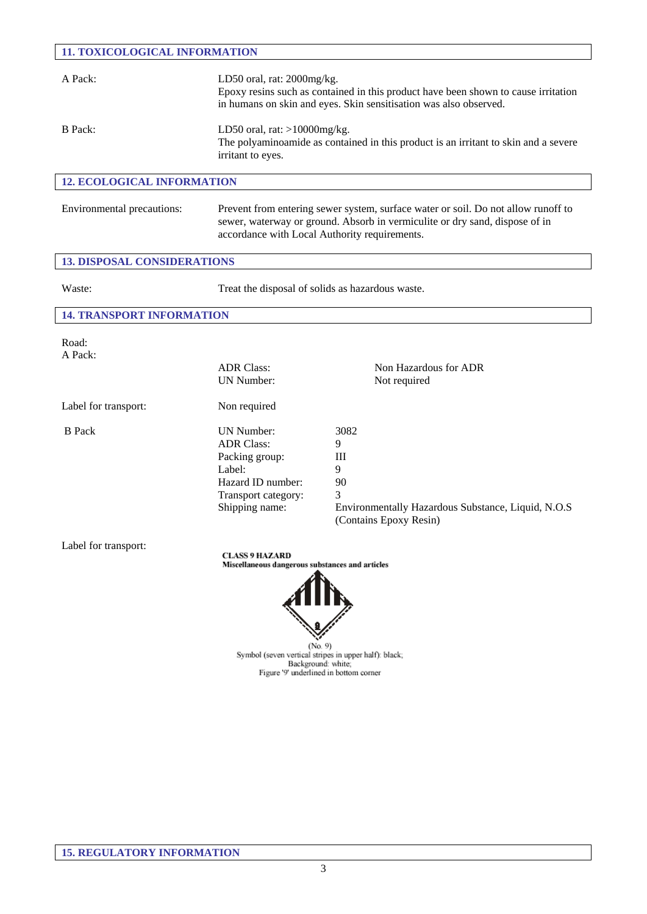## 11. TOXICOLOGICAL INFORMATION

| | |
|---|---|
| A Pack: | LD50 oral, rat: 2000mg/kg. Epoxy resins such as contained in this product have been shown to cause irritation in humans on skin and eyes. Skin sensitisation was also observed. |
| B Pack: | LD50 oral, rat: >10000mg/kg. The polyaminoamide as contained in this product is an irritant to skin and a severe irritant to eyes. |

## 12. ECOLOGICAL INFORMATION

| | |
|---|---|
| Environmental precautions: | Prevent from entering sewer system, surface water or soil. Do not allow runoff to sewer, waterway or ground. Absorb in vermiculite or dry sand, dispose of in accordance with Local Authority requirements. |

## 13. DISPOSAL CONSIDERATIONS

| | |
|---|---|
| Waste: | Treat the disposal of solids as hazardous waste. |

## 14. TRANSPORT INFORMATION

Road:
A Pack:

| | |
|---|---|
| ADR Class: | Non Hazardous for ADR |
| UN Number: | Not required |

Label for transport: Non required

B Pack

| | |
|---|---|
| UN Number: | 3082 |
| ADR Class: | 9 |
| Packing group: | III |
| Label: | 9 |
| Hazard ID number: | 90 |
| Transport category: | 3 |
| Shipping name: | Environmentally Hazardous Substance, Liquid, N.O.S (Contains Epoxy Resin) |

Label for transport:

**CLASS 9 HAZARD**
**Miscellaneous dangerous substances and articles**

(No. 9)
Symbol (seven vertical stripes in upper half): black;
Background: white;
Figure '9' underlined in bottom corner

## 15. REGULATORY INFORMATION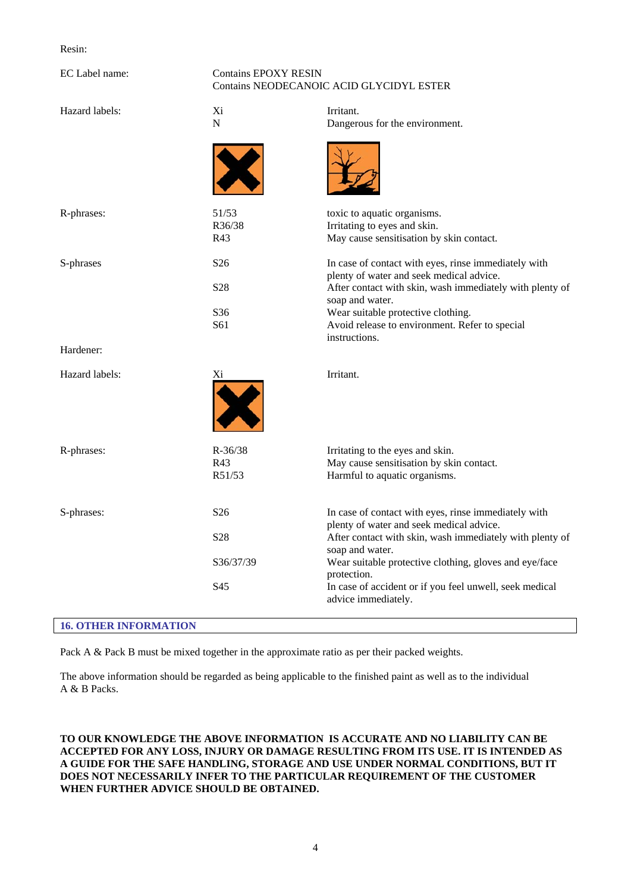Resin:

| | | |
|---|---|---|
| EC Label name: | Contains EPOXY RESIN<br>Contains NEODECANOIC ACID GLYCIDYL ESTER | |
| Hazard labels: | Xi<br>N | Irritant.<br>Dangerous for the environment. |
| R-phrases: | 51/53<br>R36/38<br>R43 | toxic to aquatic organisms.<br>Irritating to eyes and skin.<br>May cause sensitisation by skin contact. |
| S-phrases | S26 | In case of contact with eyes, rinse immediately with plenty of water and seek medical advice. |
| | S28 | After contact with skin, wash immediately with plenty of soap and water. |
| | S36 | Wear suitable protective clothing. |
| | S61 | Avoid release to environment. Refer to special instructions. |

Hardener:

| | | |
|---|---|---|
| Hazard labels: | Xi | Irritant. |
| R-phrases: | R-36/38<br>R43<br>R51/53 | Irritating to the eyes and skin.<br>May cause sensitisation by skin contact.<br>Harmful to aquatic organisms. |
| S-phrases: | S26 | In case of contact with eyes, rinse immediately with plenty of water and seek medical advice. |
| | S28 | After contact with skin, wash immediately with plenty of soap and water. |
| | S36/37/39 | Wear suitable protective clothing, gloves and eye/face protection. |
| | S45 | In case of accident or if you feel unwell, seek medical advice immediately. |

## 16. OTHER INFORMATION

Pack A & Pack B must be mixed together in the approximate ratio as per their packed weights.

The above information should be regarded as being applicable to the finished paint as well as to the individual A & B Packs.

**TO OUR KNOWLEDGE THE ABOVE INFORMATION IS ACCURATE AND NO LIABILITY CAN BE ACCEPTED FOR ANY LOSS, INJURY OR DAMAGE RESULTING FROM ITS USE. IT IS INTENDED AS A GUIDE FOR THE SAFE HANDLING, STORAGE AND USE UNDER NORMAL CONDITIONS, BUT IT DOES NOT NECESSARILY INFER TO THE PARTICULAR REQUIREMENT OF THE CUSTOMER WHEN FURTHER ADVICE SHOULD BE OBTAINED.**